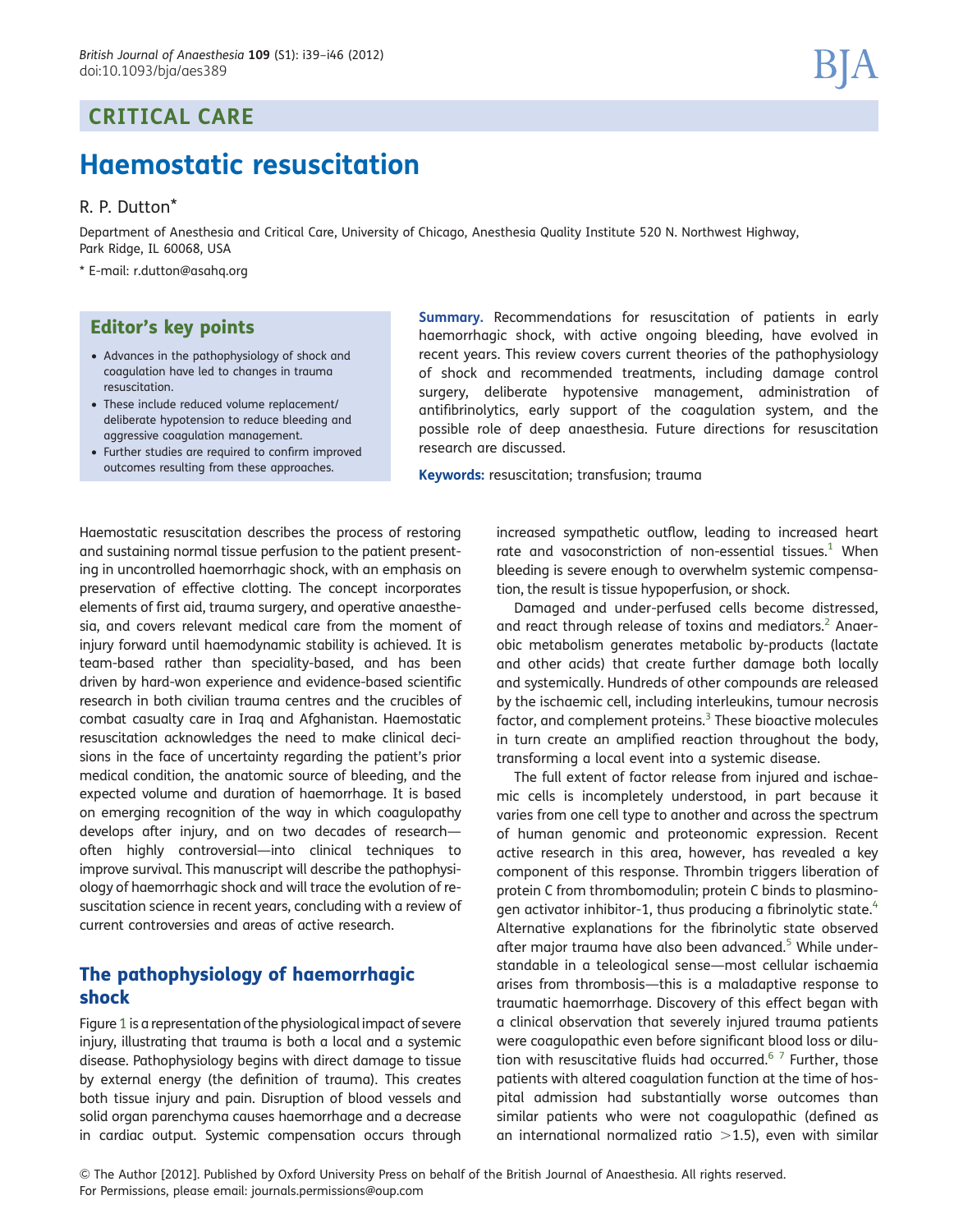CRITICAL CARE

# Haemostatic resuscitation

R. P. Dutton*

Department of Anesthesia and Critical Care, University of Chicago, Anesthesia Quality Institute 520 N. Northwest Highway, Park Ridge, IL 60068, USA

* E-mail: r.dutton@asahq.org

## Editor's key points

- Advances in the pathophysiology of shock and coagulation have led to changes in trauma resuscitation.
- These include reduced volume replacement/deliberate hypotension to reduce bleeding and aggressive coagulation management.
- Further studies are required to confirm improved outcomes resulting from these approaches.

**Summary.** Recommendations for resuscitation of patients in early haemorrhagic shock, with active ongoing bleeding, have evolved in recent years. This review covers current theories of the pathophysiology of shock and recommended treatments, including damage control surgery, deliberate hypotensive management, administration of antifibrinolytics, early support of the coagulation system, and the possible role of deep anaesthesia. Future directions for resuscitation research are discussed.

**Keywords:** resuscitation; transfusion; trauma

Haemostatic resuscitation describes the process of restoring and sustaining normal tissue perfusion to the patient presenting in uncontrolled haemorrhagic shock, with an emphasis on preservation of effective clotting. The concept incorporates elements of first aid, trauma surgery, and operative anaesthesia, and covers relevant medical care from the moment of injury forward until haemodynamic stability is achieved. It is team-based rather than speciality-based, and has been driven by hard-won experience and evidence-based scientific research in both civilian trauma centres and the crucibles of combat casualty care in Iraq and Afghanistan. Haemostatic resuscitation acknowledges the need to make clinical decisions in the face of uncertainty regarding the patient's prior medical condition, the anatomic source of bleeding, and the expected volume and duration of haemorrhage. It is based on emerging recognition of the way in which coagulopathy develops after injury, and on two decades of research—often highly controversial—into clinical techniques to improve survival. This manuscript will describe the pathophysiology of haemorrhagic shock and will trace the evolution of resuscitation science in recent years, concluding with a review of current controversies and areas of active research.

## The pathophysiology of haemorrhagic shock

Figure 1 is a representation of the physiological impact of severe injury, illustrating that trauma is both a local and a systemic disease. Pathophysiology begins with direct damage to tissue by external energy (the definition of trauma). This creates both tissue injury and pain. Disruption of blood vessels and solid organ parenchyma causes haemorrhage and a decrease in cardiac output. Systemic compensation occurs through increased sympathetic outflow, leading to increased heart rate and vasoconstriction of non-essential tissues.[1] When bleeding is severe enough to overwhelm systemic compensation, the result is tissue hypoperfusion, or shock.

Damaged and under-perfused cells become distressed, and react through release of toxins and mediators.[2] Anaerobic metabolism generates metabolic by-products (lactate and other acids) that create further damage both locally and systemically. Hundreds of other compounds are released by the ischaemic cell, including interleukins, tumour necrosis factor, and complement proteins.[3] These bioactive molecules in turn create an amplified reaction throughout the body, transforming a local event into a systemic disease.

The full extent of factor release from injured and ischaemic cells is incompletely understood, in part because it varies from one cell type to another and across the spectrum of human genomic and proteonomic expression. Recent active research in this area, however, has revealed a key component of this response. Thrombin triggers liberation of protein C from thrombomodulin; protein C binds to plasminogen activator inhibitor-1, thus producing a fibrinolytic state.[4] Alternative explanations for the fibrinolytic state observed after major trauma have also been advanced.[5] While understandable in a teleological sense—most cellular ischaemia arises from thrombosis—this is a maladaptive response to traumatic haemorrhage. Discovery of this effect began with a clinical observation that severely injured trauma patients were coagulopathic even before significant blood loss or dilution with resuscitative fluids had occurred.[6 7] Further, those patients with altered coagulation function at the time of hospital admission had substantially worse outcomes than similar patients who were not coagulopathic (defined as an international normalized ratio >1.5), even with similar

© The Author [2012]. Published by Oxford University Press on behalf of the British Journal of Anaesthesia. All rights reserved. For Permissions, please email: journals.permissions@oup.com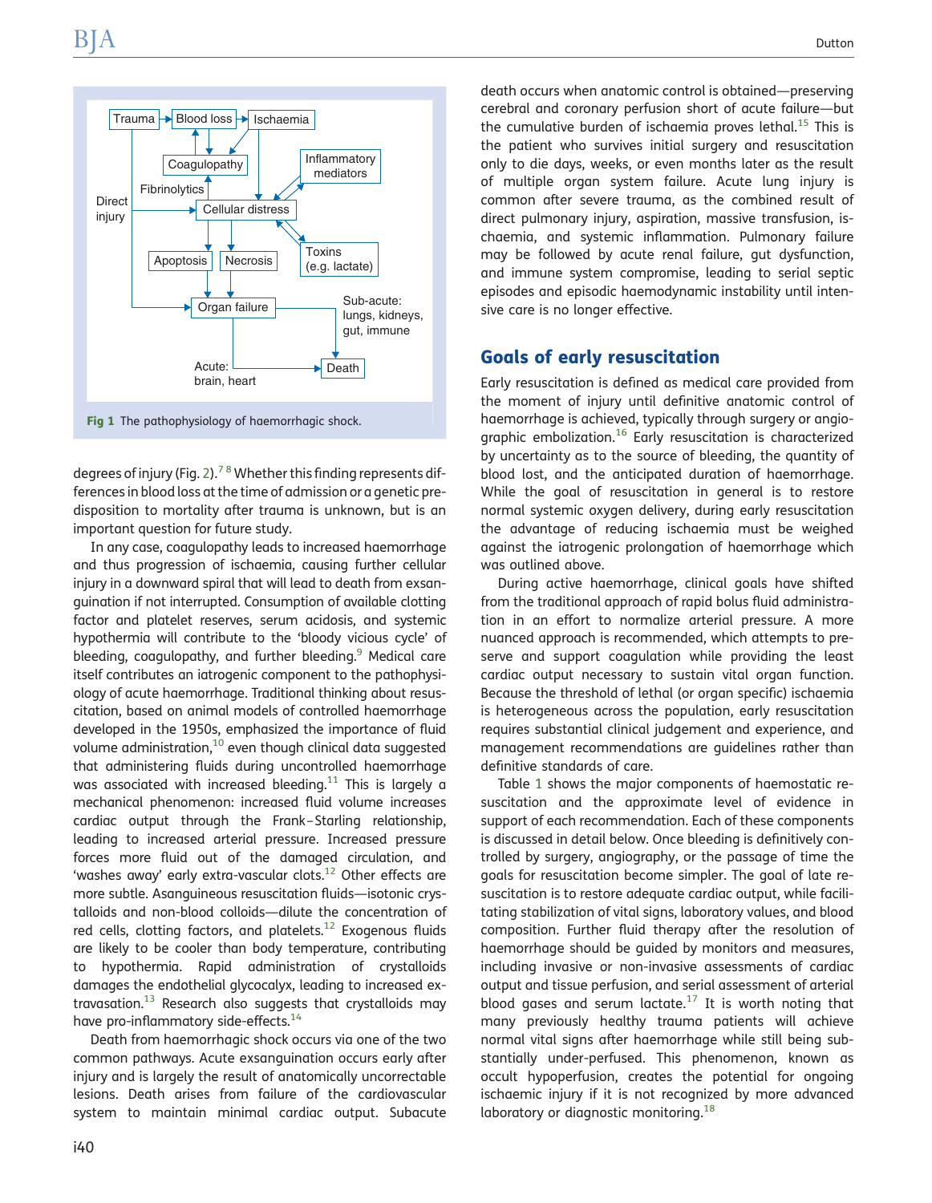Trauma
Blood loss
Ischaemia
Coagulopathy
Inflammatory mediators
Fibrinolytics
Direct injury
Cellular distress
Toxins (e.g. lactate)
Apoptosis
Necrosis
Organ failure
Sub-acute: lungs, kidneys, gut, immune
Acute: brain, heart
Death

**Fig 1** The pathophysiology of haemorrhagic shock.

degrees of injury (Fig. 2).[7 8] Whether this finding represents differences in blood loss at the time of admission or a genetic predisposition to mortality after trauma is unknown, but is an important question for future study.

In any case, coagulopathy leads to increased haemorrhage and thus progression of ischaemia, causing further cellular injury in a downward spiral that will lead to death from exsanguination if not interrupted. Consumption of available clotting factor and platelet reserves, serum acidosis, and systemic hypothermia will contribute to the 'bloody vicious cycle' of bleeding, coagulopathy, and further bleeding.[9] Medical care itself contributes an iatrogenic component to the pathophysiology of acute haemorrhage. Traditional thinking about resuscitation, based on animal models of controlled haemorrhage developed in the 1950s, emphasized the importance of fluid volume administration,[10] even though clinical data suggested that administering fluids during uncontrolled haemorrhage was associated with increased bleeding.[11] This is largely a mechanical phenomenon: increased fluid volume increases cardiac output through the Frank–Starling relationship, leading to increased arterial pressure. Increased pressure forces more fluid out of the damaged circulation, and 'washes away' early extra-vascular clots.[12] Other effects are more subtle. Asanguineous resuscitation fluids—isotonic crystalloids and non-blood colloids—dilute the concentration of red cells, clotting factors, and platelets.[12] Exogenous fluids are likely to be cooler than body temperature, contributing to hypothermia. Rapid administration of crystalloids damages the endothelial glycocalyx, leading to increased extravasation.[13] Research also suggests that crystalloids may have pro-inflammatory side-effects.[14]

Death from haemorrhagic shock occurs via one of the two common pathways. Acute exsanguination occurs early after injury and is largely the result of anatomically uncorrectable lesions. Death arises from failure of the cardiovascular system to maintain minimal cardiac output. Subacute death occurs when anatomic control is obtained—preserving cerebral and coronary perfusion short of acute failure—but the cumulative burden of ischaemia proves lethal.[15] This is the patient who survives initial surgery and resuscitation only to die days, weeks, or even months later as the result of multiple organ system failure. Acute lung injury is common after severe trauma, as the combined result of direct pulmonary injury, aspiration, massive transfusion, ischaemia, and systemic inflammation. Pulmonary failure may be followed by acute renal failure, gut dysfunction, and immune system compromise, leading to serial septic episodes and episodic haemodynamic instability until intensive care is no longer effective.

## Goals of early resuscitation

Early resuscitation is defined as medical care provided from the moment of injury until definitive anatomic control of haemorrhage is achieved, typically through surgery or angiographic embolization.[16] Early resuscitation is characterized by uncertainty as to the source of bleeding, the quantity of blood lost, and the anticipated duration of haemorrhage. While the goal of resuscitation in general is to restore normal systemic oxygen delivery, during early resuscitation the advantage of reducing ischaemia must be weighed against the iatrogenic prolongation of haemorrhage which was outlined above.

During active haemorrhage, clinical goals have shifted from the traditional approach of rapid bolus fluid administration in an effort to normalize arterial pressure. A more nuanced approach is recommended, which attempts to preserve and support coagulation while providing the least cardiac output necessary to sustain vital organ function. Because the threshold of lethal (or organ specific) ischaemia is heterogeneous across the population, early resuscitation requires substantial clinical judgement and experience, and management recommendations are guidelines rather than definitive standards of care.

Table 1 shows the major components of haemostatic resuscitation and the approximate level of evidence in support of each recommendation. Each of these components is discussed in detail below. Once bleeding is definitively controlled by surgery, angiography, or the passage of time the goals for resuscitation become simpler. The goal of late resuscitation is to restore adequate cardiac output, while facilitating stabilization of vital signs, laboratory values, and blood composition. Further fluid therapy after the resolution of haemorrhage should be guided by monitors and measures, including invasive or non-invasive assessments of cardiac output and tissue perfusion, and serial assessment of arterial blood gases and serum lactate.[17] It is worth noting that many previously healthy trauma patients will achieve normal vital signs after haemorrhage while still being substantially under-perfused. This phenomenon, known as occult hypoperfusion, creates the potential for ongoing ischaemic injury if it is not recognized by more advanced laboratory or diagnostic monitoring.[18]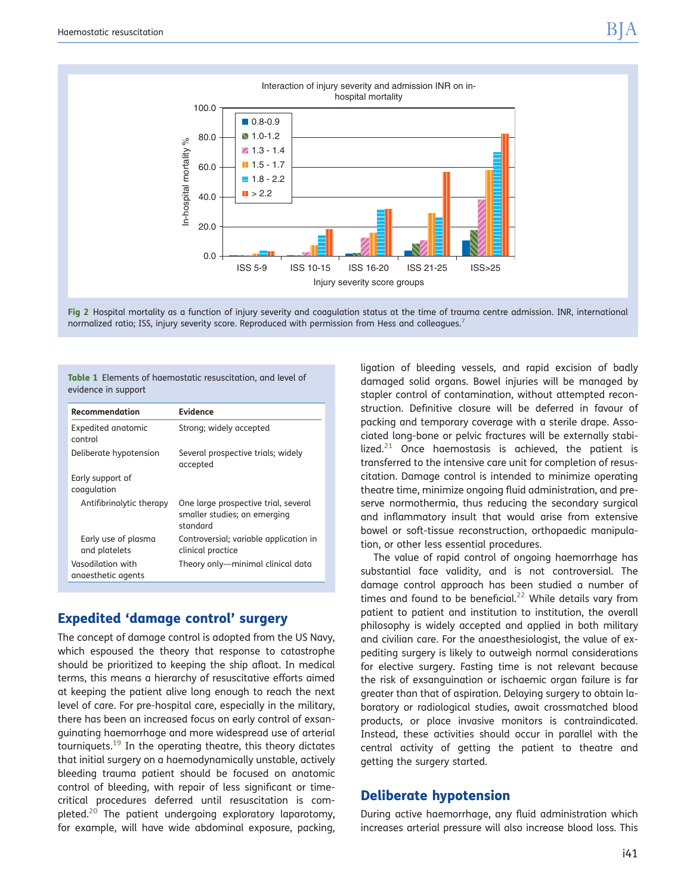Interaction of injury severity and admission INR on in-hospital mortality

100.0
80.0
60.0
40.0
20.0
0.0

In-hospital mortality %

0.8-0.9
1.0-1.2
1.3 - 1.4
1.5 - 1.7
1.8 - 2.2
> 2.2

ISS 5-9
ISS 10-15
ISS 16-20
ISS 21-25
ISS>25

Injury severity score groups

**Fig 2** Hospital mortality as a function of injury severity and coagulation status at the time of trauma centre admission. INR, international normalized ratio; ISS, injury severity score. Reproduced with permission from Hess and colleagues.[7]

**Table 1** Elements of haemostatic resuscitation, and level of evidence in support

| Recommendation | Evidence |
|---|---|
| Expedited anatomic control | Strong; widely accepted |
| Deliberate hypotension | Several prospective trials; widely accepted |
| Early support of coagulation | |
| Antifibrinolytic therapy | One large prospective trial, several smaller studies; an emerging standard |
| Early use of plasma and platelets | Controversial; variable application in clinical practice |
| Vasodilation with anaesthetic agents | Theory only—minimal clinical data |

## Expedited 'damage control' surgery

The concept of damage control is adopted from the US Navy, which espoused the theory that response to catastrophe should be prioritized to keeping the ship afloat. In medical terms, this means a hierarchy of resuscitative efforts aimed at keeping the patient alive long enough to reach the next level of care. For pre-hospital care, especially in the military, there has been an increased focus on early control of exsanguinating haemorrhage and more widespread use of arterial tourniquets.[19] In the operating theatre, this theory dictates that initial surgery on a haemodynamically unstable, actively bleeding trauma patient should be focused on anatomic control of bleeding, with repair of less significant or time-critical procedures deferred until resuscitation is completed.[20] The patient undergoing exploratory laparotomy, for example, will have wide abdominal exposure, packing, ligation of bleeding vessels, and rapid excision of badly damaged solid organs. Bowel injuries will be managed by stapler control of contamination, without attempted reconstruction. Definitive closure will be deferred in favour of packing and temporary coverage with a sterile drape. Associated long-bone or pelvic fractures will be externally stabilized.[21] Once haemostasis is achieved, the patient is transferred to the intensive care unit for completion of resuscitation. Damage control is intended to minimize operating theatre time, minimize ongoing fluid administration, and preserve normothermia, thus reducing the secondary surgical and inflammatory insult that would arise from extensive bowel or soft-tissue reconstruction, orthopaedic manipulation, or other less essential procedures.

The value of rapid control of ongoing haemorrhage has substantial face validity, and is not controversial. The damage control approach has been studied a number of times and found to be beneficial.[22] While details vary from patient to patient and institution to institution, the overall philosophy is widely accepted and applied in both military and civilian care. For the anaesthesiologist, the value of expediting surgery is likely to outweigh normal considerations for elective surgery. Fasting time is not relevant because the risk of exsanguination or ischaemic organ failure is far greater than that of aspiration. Delaying surgery to obtain laboratory or radiological studies, await crossmatched blood products, or place invasive monitors is contraindicated. Instead, these activities should occur in parallel with the central activity of getting the patient to theatre and getting the surgery started.

## Deliberate hypotension

During active haemorrhage, any fluid administration which increases arterial pressure will also increase blood loss. This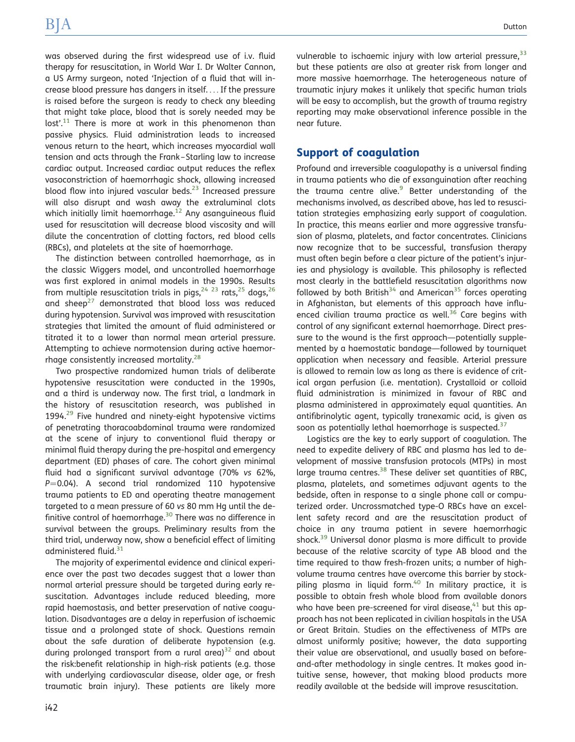was observed during the first widespread use of i.v. fluid therapy for resuscitation, in World War I. Dr Walter Cannon, a US Army surgeon, noted 'Injection of a fluid that will increase blood pressure has dangers in itself.... If the pressure is raised before the surgeon is ready to check any bleeding that might take place, blood that is sorely needed may be lost'.[11] There is more at work in this phenomenon than passive physics. Fluid administration leads to increased venous return to the heart, which increases myocardial wall tension and acts through the Frank–Starling law to increase cardiac output. Increased cardiac output reduces the reflex vasoconstriction of haemorrhagic shock, allowing increased blood flow into injured vascular beds.[23] Increased pressure will also disrupt and wash away the extraluminal clots which initially limit haemorrhage.[12] Any asanguineous fluid used for resuscitation will decrease blood viscosity and will dilute the concentration of clotting factors, red blood cells (RBCs), and platelets at the site of haemorrhage.

The distinction between controlled haemorrhage, as in the classic Wiggers model, and uncontrolled haemorrhage was first explored in animal models in the 1990s. Results from multiple resuscitation trials in pigs,[24 23] rats,[25] dogs,[26] and sheep[27] demonstrated that blood loss was reduced during hypotension. Survival was improved with resuscitation strategies that limited the amount of fluid administered or titrated it to a lower than normal mean arterial pressure. Attempting to achieve normotension during active haemorrhage consistently increased mortality.[28]

Two prospective randomized human trials of deliberate hypotensive resuscitation were conducted in the 1990s, and a third is underway now. The first trial, a landmark in the history of resuscitation research, was published in 1994.[29] Five hundred and ninety-eight hypotensive victims of penetrating thoracoabdominal trauma were randomized at the scene of injury to conventional fluid therapy or minimal fluid therapy during the pre-hospital and emergency department (ED) phases of care. The cohort given minimal fluid had a significant survival advantage (70% *vs* 62%, $P=0.04$). A second trial randomized 110 hypotensive trauma patients to ED and operating theatre management targeted to a mean pressure of 60 *vs* 80 mm Hg until the definitive control of haemorrhage.[30] There was no difference in survival between the groups. Preliminary results from the third trial, underway now, show a beneficial effect of limiting administered fluid.[31]

The majority of experimental evidence and clinical experience over the past two decades suggest that a lower than normal arterial pressure should be targeted during early resuscitation. Advantages include reduced bleeding, more rapid haemostasis, and better preservation of native coagulation. Disadvantages are a delay in reperfusion of ischaemic tissue and a prolonged state of shock. Questions remain about the safe duration of deliberate hypotension (e.g. during prolonged transport from a rural area)[32] and about the risk:benefit relationship in high-risk patients (e.g. those with underlying cardiovascular disease, older age, or fresh traumatic brain injury). These patients are likely more vulnerable to ischaemic injury with low arterial pressure,[33] but these patients are also at greater risk from longer and more massive haemorrhage. The heterogeneous nature of traumatic injury makes it unlikely that specific human trials will be easy to accomplish, but the growth of trauma registry reporting may make observational inference possible in the near future.

## Support of coagulation

Profound and irreversible coagulopathy is a universal finding in trauma patients who die of exsanguination after reaching the trauma centre alive.[9] Better understanding of the mechanisms involved, as described above, has led to resuscitation strategies emphasizing early support of coagulation. In practice, this means earlier and more aggressive transfusion of plasma, platelets, and factor concentrates. Clinicians now recognize that to be successful, transfusion therapy must often begin before a clear picture of the patient's injuries and physiology is available. This philosophy is reflected most clearly in the battlefield resuscitation algorithms now followed by both British[34] and American[35] forces operating in Afghanistan, but elements of this approach have influenced civilian trauma practice as well.[36] Care begins with control of any significant external haemorrhage. Direct pressure to the wound is the first approach—potentially supplemented by a haemostatic bandage—followed by tourniquet application when necessary and feasible. Arterial pressure is allowed to remain low as long as there is evidence of critical organ perfusion (i.e. mentation). Crystalloid or colloid fluid administration is minimized in favour of RBC and plasma administered in approximately equal quantities. An antifibrinolytic agent, typically tranexamic acid, is given as soon as potentially lethal haemorrhage is suspected.[37]

Logistics are the key to early support of coagulation. The need to expedite delivery of RBC and plasma has led to development of massive transfusion protocols (MTPs) in most large trauma centres.[38] These deliver set quantities of RBC, plasma, platelets, and sometimes adjuvant agents to the bedside, often in response to a single phone call or computerized order. Uncrossmatched type-O RBCs have an excellent safety record and are the resuscitation product of choice in any trauma patient in severe haemorrhagic shock.[39] Universal donor plasma is more difficult to provide because of the relative scarcity of type AB blood and the time required to thaw fresh-frozen units; a number of high-volume trauma centres have overcome this barrier by stockpiling plasma in liquid form.[40] In military practice, it is possible to obtain fresh whole blood from available donors who have been pre-screened for viral disease,[41] but this approach has not been replicated in civilian hospitals in the USA or Great Britain. Studies on the effectiveness of MTPs are almost uniformly positive; however, the data supporting their value are observational, and usually based on before-and-after methodology in single centres. It makes good intuitive sense, however, that making blood products more readily available at the bedside will improve resuscitation.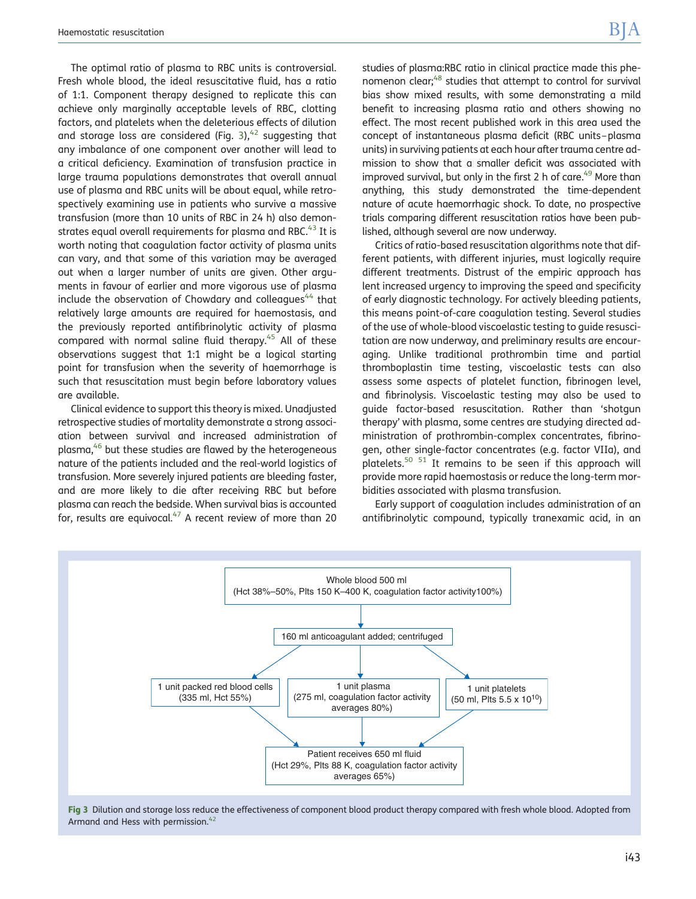The optimal ratio of plasma to RBC units is controversial. Fresh whole blood, the ideal resuscitative fluid, has a ratio of 1:1. Component therapy designed to replicate this can achieve only marginally acceptable levels of RBC, clotting factors, and platelets when the deleterious effects of dilution and storage loss are considered (Fig. 3),[42] suggesting that any imbalance of one component over another will lead to a critical deficiency. Examination of transfusion practice in large trauma populations demonstrates that overall annual use of plasma and RBC units will be about equal, while retrospectively examining use in patients who survive a massive transfusion (more than 10 units of RBC in 24 h) also demonstrates equal overall requirements for plasma and RBC.[43] It is worth noting that coagulation factor activity of plasma units can vary, and that some of this variation may be averaged out when a larger number of units are given. Other arguments in favour of earlier and more vigorous use of plasma include the observation of Chowdary and colleagues[44] that relatively large amounts are required for haemostasis, and the previously reported antifibrinolytic activity of plasma compared with normal saline fluid therapy.[45] All of these observations suggest that 1:1 might be a logical starting point for transfusion when the severity of haemorrhage is such that resuscitation must begin before laboratory values are available.

Clinical evidence to support this theory is mixed. Unadjusted retrospective studies of mortality demonstrate a strong association between survival and increased administration of plasma,[46] but these studies are flawed by the heterogeneous nature of the patients included and the real-world logistics of transfusion. More severely injured patients are bleeding faster, and are more likely to die after receiving RBC but before plasma can reach the bedside. When survival bias is accounted for, results are equivocal.[47] A recent review of more than 20 studies of plasma:RBC ratio in clinical practice made this phenomenon clear;[48] studies that attempt to control for survival bias show mixed results, with some demonstrating a mild benefit to increasing plasma ratio and others showing no effect. The most recent published work in this area used the concept of instantaneous plasma deficit (RBC units−plasma units) in surviving patients at each hour after trauma centre admission to show that a smaller deficit was associated with improved survival, but only in the first 2 h of care.[49] More than anything, this study demonstrated the time-dependent nature of acute haemorrhagic shock. To date, no prospective trials comparing different resuscitation ratios have been published, although several are now underway.

Critics of ratio-based resuscitation algorithms note that different patients, with different injuries, must logically require different treatments. Distrust of the empiric approach has lent increased urgency to improving the speed and specificity of early diagnostic technology. For actively bleeding patients, this means point-of-care coagulation testing. Several studies of the use of whole-blood viscoelastic testing to guide resuscitation are now underway, and preliminary results are encouraging. Unlike traditional prothrombin time and partial thromboplastin time testing, viscoelastic tests can also assess some aspects of platelet function, fibrinogen level, and fibrinolysis. Viscoelastic testing may also be used to guide factor-based resuscitation. Rather than 'shotgun therapy' with plasma, some centres are studying directed administration of prothrombin-complex concentrates, fibrinogen, other single-factor concentrates (e.g. factor VIIa), and platelets.[50 51] It remains to be seen if this approach will provide more rapid haemostasis or reduce the long-term morbidities associated with plasma transfusion.

Early support of coagulation includes administration of an antifibrinolytic compound, typically tranexamic acid, in an

Whole blood 500 ml
(Hct 38%–50%, Plts 150 K–400 K, coagulation factor activity100%)

160 ml anticoagulant added; centrifuged

1 unit packed red blood cells
(335 ml, Hct 55%)

1 unit plasma
(275 ml, coagulation factor activity averages 80%)

1 unit platelets
(50 ml, Plts 5.5 x $10^{10}$)

Patient receives 650 ml fluid
(Hct 29%, Plts 88 K, coagulation factor activity averages 65%)

**Fig 3** Dilution and storage loss reduce the effectiveness of component blood product therapy compared with fresh whole blood. Adopted from Armand and Hess with permission.[42]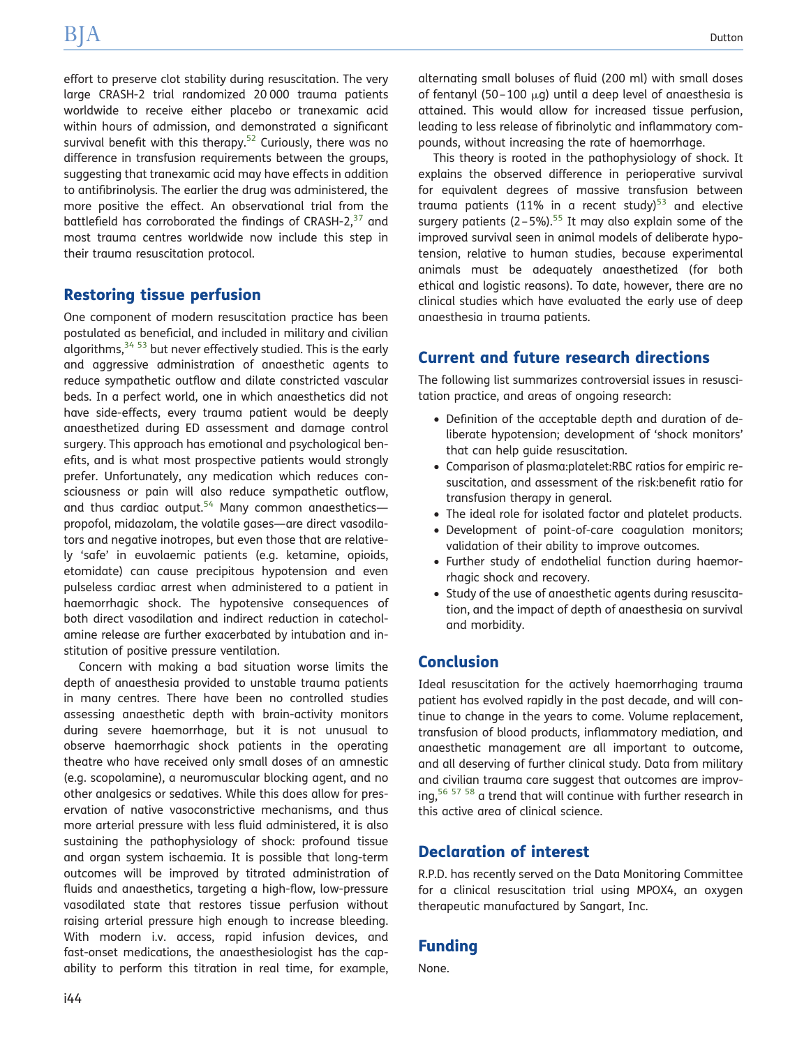effort to preserve clot stability during resuscitation. The very large CRASH-2 trial randomized 20 000 trauma patients worldwide to receive either placebo or tranexamic acid within hours of admission, and demonstrated a significant survival benefit with this therapy.[52] Curiously, there was no difference in transfusion requirements between the groups, suggesting that tranexamic acid may have effects in addition to antifibrinolysis. The earlier the drug was administered, the more positive the effect. An observational trial from the battlefield has corroborated the findings of CRASH-2,[37] and most trauma centres worldwide now include this step in their trauma resuscitation protocol.

## Restoring tissue perfusion

One component of modern resuscitation practice has been postulated as beneficial, and included in military and civilian algorithms,[34 53] but never effectively studied. This is the early and aggressive administration of anaesthetic agents to reduce sympathetic outflow and dilate constricted vascular beds. In a perfect world, one in which anaesthetics did not have side-effects, every trauma patient would be deeply anaesthetized during ED assessment and damage control surgery. This approach has emotional and psychological benefits, and is what most prospective patients would strongly prefer. Unfortunately, any medication which reduces consciousness or pain will also reduce sympathetic outflow, and thus cardiac output.[54] Many common anaesthetics—propofol, midazolam, the volatile gases—are direct vasodilators and negative inotropes, but even those that are relatively 'safe' in euvolaemic patients (e.g. ketamine, opioids, etomidate) can cause precipitous hypotension and even pulseless cardiac arrest when administered to a patient in haemorrhagic shock. The hypotensive consequences of both direct vasodilation and indirect reduction in catecholamine release are further exacerbated by intubation and institution of positive pressure ventilation.

Concern with making a bad situation worse limits the depth of anaesthesia provided to unstable trauma patients in many centres. There have been no controlled studies assessing anaesthetic depth with brain-activity monitors during severe haemorrhage, but it is not unusual to observe haemorrhagic shock patients in the operating theatre who have received only small doses of an amnestic (e.g. scopolamine), a neuromuscular blocking agent, and no other analgesics or sedatives. While this does allow for preservation of native vasoconstrictive mechanisms, and thus more arterial pressure with less fluid administered, it is also sustaining the pathophysiology of shock: profound tissue and organ system ischaemia. It is possible that long-term outcomes will be improved by titrated administration of fluids and anaesthetics, targeting a high-flow, low-pressure vasodilated state that restores tissue perfusion without raising arterial pressure high enough to increase bleeding. With modern i.v. access, rapid infusion devices, and fast-onset medications, the anaesthesiologist has the capability to perform this titration in real time, for example, alternating small boluses of fluid (200 ml) with small doses of fentanyl (50–100 μg) until a deep level of anaesthesia is attained. This would allow for increased tissue perfusion, leading to less release of fibrinolytic and inflammatory compounds, without increasing the rate of haemorrhage.

This theory is rooted in the pathophysiology of shock. It explains the observed difference in perioperative survival for equivalent degrees of massive transfusion between trauma patients (11% in a recent study)[53] and elective surgery patients (2–5%).[55] It may also explain some of the improved survival seen in animal models of deliberate hypotension, relative to human studies, because experimental animals must be adequately anaesthetized (for both ethical and logistic reasons). To date, however, there are no clinical studies which have evaluated the early use of deep anaesthesia in trauma patients.

## Current and future research directions

The following list summarizes controversial issues in resuscitation practice, and areas of ongoing research:

- Definition of the acceptable depth and duration of deliberate hypotension; development of 'shock monitors' that can help guide resuscitation.
- Comparison of plasma:platelet:RBC ratios for empiric resuscitation, and assessment of the risk:benefit ratio for transfusion therapy in general.
- The ideal role for isolated factor and platelet products.
- Development of point-of-care coagulation monitors; validation of their ability to improve outcomes.
- Further study of endothelial function during haemorrhagic shock and recovery.
- Study of the use of anaesthetic agents during resuscitation, and the impact of depth of anaesthesia on survival and morbidity.

## Conclusion

Ideal resuscitation for the actively haemorrhaging trauma patient has evolved rapidly in the past decade, and will continue to change in the years to come. Volume replacement, transfusion of blood products, inflammatory mediation, and anaesthetic management are all important to outcome, and all deserving of further clinical study. Data from military and civilian trauma care suggest that outcomes are improving,[56 57 58] a trend that will continue with further research in this active area of clinical science.

## Declaration of interest

R.P.D. has recently served on the Data Monitoring Committee for a clinical resuscitation trial using MPOX4, an oxygen therapeutic manufactured by Sangart, Inc.

## Funding

None.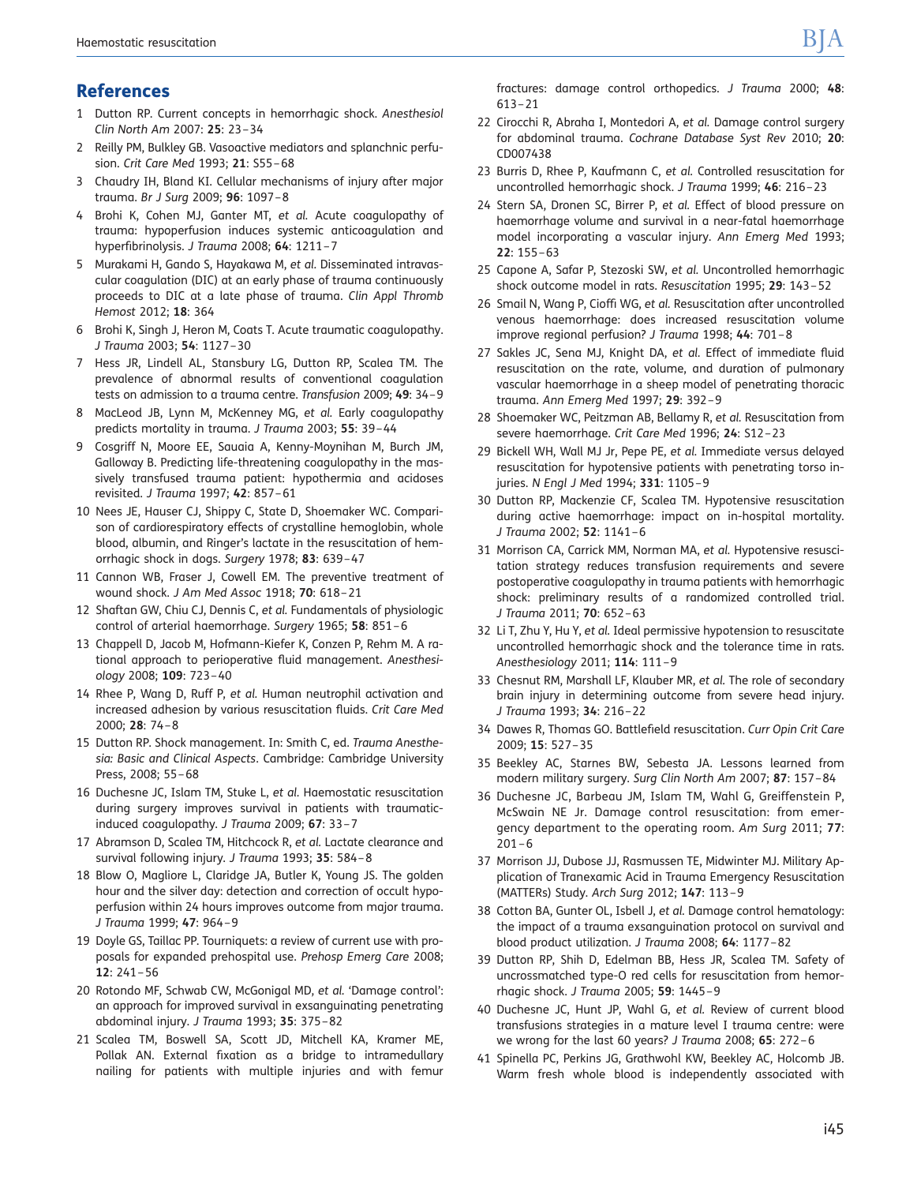## References

1. Dutton RP. Current concepts in hemorrhagic shock. *Anesthesiol Clin North Am* 2007: **25**: 23–34
2. Reilly PM, Bulkley GB. Vasoactive mediators and splanchnic perfusion. *Crit Care Med* 1993; **21**: S55–68
3. Chaudry IH, Bland KI. Cellular mechanisms of injury after major trauma. *Br J Surg* 2009; **96**: 1097–8
4. Brohi K, Cohen MJ, Ganter MT, *et al.* Acute coagulopathy of trauma: hypoperfusion induces systemic anticoagulation and hyperfibrinolysis. *J Trauma* 2008; **64**: 1211–7
5. Murakami H, Gando S, Hayakawa M, *et al.* Disseminated intravascular coagulation (DIC) at an early phase of trauma continuously proceeds to DIC at a late phase of trauma. *Clin Appl Thromb Hemost* 2012; **18**: 364
6. Brohi K, Singh J, Heron M, Coats T. Acute traumatic coagulopathy. *J Trauma* 2003; **54**: 1127–30
7. Hess JR, Lindell AL, Stansbury LG, Dutton RP, Scalea TM. The prevalence of abnormal results of conventional coagulation tests on admission to a trauma centre. *Transfusion* 2009; **49**: 34–9
8. MacLeod JB, Lynn M, McKenney MG, *et al.* Early coagulopathy predicts mortality in trauma. *J Trauma* 2003; **55**: 39–44
9. Cosgriff N, Moore EE, Sauaia A, Kenny-Moynihan M, Burch JM, Galloway B. Predicting life-threatening coagulopathy in the massively transfused trauma patient: hypothermia and acidoses revisited. *J Trauma* 1997; **42**: 857–61
10. Nees JE, Hauser CJ, Shippy C, State D, Shoemaker WC. Comparison of cardiorespiratory effects of crystalline hemoglobin, whole blood, albumin, and Ringer's lactate in the resuscitation of hemorrhagic shock in dogs. *Surgery* 1978; **83**: 639–47
11. Cannon WB, Fraser J, Cowell EM. The preventive treatment of wound shock. *J Am Med Assoc* 1918; **70**: 618–21
12. Shaftan GW, Chiu CJ, Dennis C, *et al.* Fundamentals of physiologic control of arterial haemorrhage. *Surgery* 1965; **58**: 851–6
13. Chappell D, Jacob M, Hofmann-Kiefer K, Conzen P, Rehm M. A rational approach to perioperative fluid management. *Anesthesiology* 2008; **109**: 723–40
14. Rhee P, Wang D, Ruff P, *et al.* Human neutrophil activation and increased adhesion by various resuscitation fluids. *Crit Care Med* 2000; **28**: 74–8
15. Dutton RP. Shock management. In: Smith C, ed. *Trauma Anesthesia: Basic and Clinical Aspects*. Cambridge: Cambridge University Press, 2008; 55–68
16. Duchesne JC, Islam TM, Stuke L, *et al.* Haemostatic resuscitation during surgery improves survival in patients with traumatic-induced coagulopathy. *J Trauma* 2009; **67**: 33–7
17. Abramson D, Scalea TM, Hitchcock R, *et al.* Lactate clearance and survival following injury. *J Trauma* 1993; **35**: 584–8
18. Blow O, Magliore L, Claridge JA, Butler K, Young JS. The golden hour and the silver day: detection and correction of occult hypoperfusion within 24 hours improves outcome from major trauma. *J Trauma* 1999; **47**: 964–9
19. Doyle GS, Taillac PP. Tourniquets: a review of current use with proposals for expanded prehospital use. *Prehosp Emerg Care* 2008; **12**: 241–56
20. Rotondo MF, Schwab CW, McGonigal MD, *et al.* 'Damage control': an approach for improved survival in exsanguinating penetrating abdominal injury. *J Trauma* 1993; **35**: 375–82
21. Scalea TM, Boswell SA, Scott JD, Mitchell KA, Kramer ME, Pollak AN. External fixation as a bridge to intramedullary nailing for patients with multiple injuries and with femur fractures: damage control orthopedics. *J Trauma* 2000; **48**: 613–21
22. Cirocchi R, Abraha I, Montedori A, *et al.* Damage control surgery for abdominal trauma. *Cochrane Database Syst Rev* 2010; **20**: CD007438
23. Burris D, Rhee P, Kaufmann C, *et al.* Controlled resuscitation for uncontrolled hemorrhagic shock. *J Trauma* 1999; **46**: 216–23
24. Stern SA, Dronen SC, Birrer P, *et al.* Effect of blood pressure on haemorrhage volume and survival in a near-fatal haemorrhage model incorporating a vascular injury. *Ann Emerg Med* 1993; **22**: 155–63
25. Capone A, Safar P, Stezoski SW, *et al.* Uncontrolled hemorrhagic shock outcome model in rats. *Resuscitation* 1995; **29**: 143–52
26. Smail N, Wang P, Cioffi WG, *et al.* Resuscitation after uncontrolled venous haemorrhage: does increased resuscitation volume improve regional perfusion? *J Trauma* 1998; **44**: 701–8
27. Sakles JC, Sena MJ, Knight DA, *et al.* Effect of immediate fluid resuscitation on the rate, volume, and duration of pulmonary vascular haemorrhage in a sheep model of penetrating thoracic trauma. *Ann Emerg Med* 1997; **29**: 392–9
28. Shoemaker WC, Peitzman AB, Bellamy R, *et al.* Resuscitation from severe haemorrhage. *Crit Care Med* 1996; **24**: S12–23
29. Bickell WH, Wall MJ Jr, Pepe PE, *et al.* Immediate versus delayed resuscitation for hypotensive patients with penetrating torso injuries. *N Engl J Med* 1994; **331**: 1105–9
30. Dutton RP, Mackenzie CF, Scalea TM. Hypotensive resuscitation during active haemorrhage: impact on in-hospital mortality. *J Trauma* 2002; **52**: 1141–6
31. Morrison CA, Carrick MM, Norman MA, *et al.* Hypotensive resuscitation strategy reduces transfusion requirements and severe postoperative coagulopathy in trauma patients with hemorrhagic shock: preliminary results of a randomized controlled trial. *J Trauma* 2011; **70**: 652–63
32. Li T, Zhu Y, Hu Y, *et al.* Ideal permissive hypotension to resuscitate uncontrolled hemorrhagic shock and the tolerance time in rats. *Anesthesiology* 2011; **114**: 111–9
33. Chesnut RM, Marshall LF, Klauber MR, *et al.* The role of secondary brain injury in determining outcome from severe head injury. *J Trauma* 1993; **34**: 216–22
34. Dawes R, Thomas GO. Battlefield resuscitation. *Curr Opin Crit Care* 2009; **15**: 527–35
35. Beekley AC, Starnes BW, Sebesta JA. Lessons learned from modern military surgery. *Surg Clin North Am* 2007; **87**: 157–84
36. Duchesne JC, Barbeau JM, Islam TM, Wahl G, Greiffenstein P, McSwain NE Jr. Damage control resuscitation: from emergency department to the operating room. *Am Surg* 2011; **77**: 201–6
37. Morrison JJ, Dubose JJ, Rasmussen TE, Midwinter MJ. Military Application of Tranexamic Acid in Trauma Emergency Resuscitation (MATTERs) Study. *Arch Surg* 2012; **147**: 113–9
38. Cotton BA, Gunter OL, Isbell J, *et al.* Damage control hematology: the impact of a trauma exsanguination protocol on survival and blood product utilization. *J Trauma* 2008; **64**: 1177–82
39. Dutton RP, Shih D, Edelman BB, Hess JR, Scalea TM. Safety of uncrossmatched type-O red cells for resuscitation from hemorrhagic shock. *J Trauma* 2005; **59**: 1445–9
40. Duchesne JC, Hunt JP, Wahl G, *et al.* Review of current blood transfusions strategies in a mature level I trauma centre: were we wrong for the last 60 years? *J Trauma* 2008; **65**: 272–6
41. Spinella PC, Perkins JG, Grathwohl KW, Beekley AC, Holcomb JB. Warm fresh whole blood is independently associated with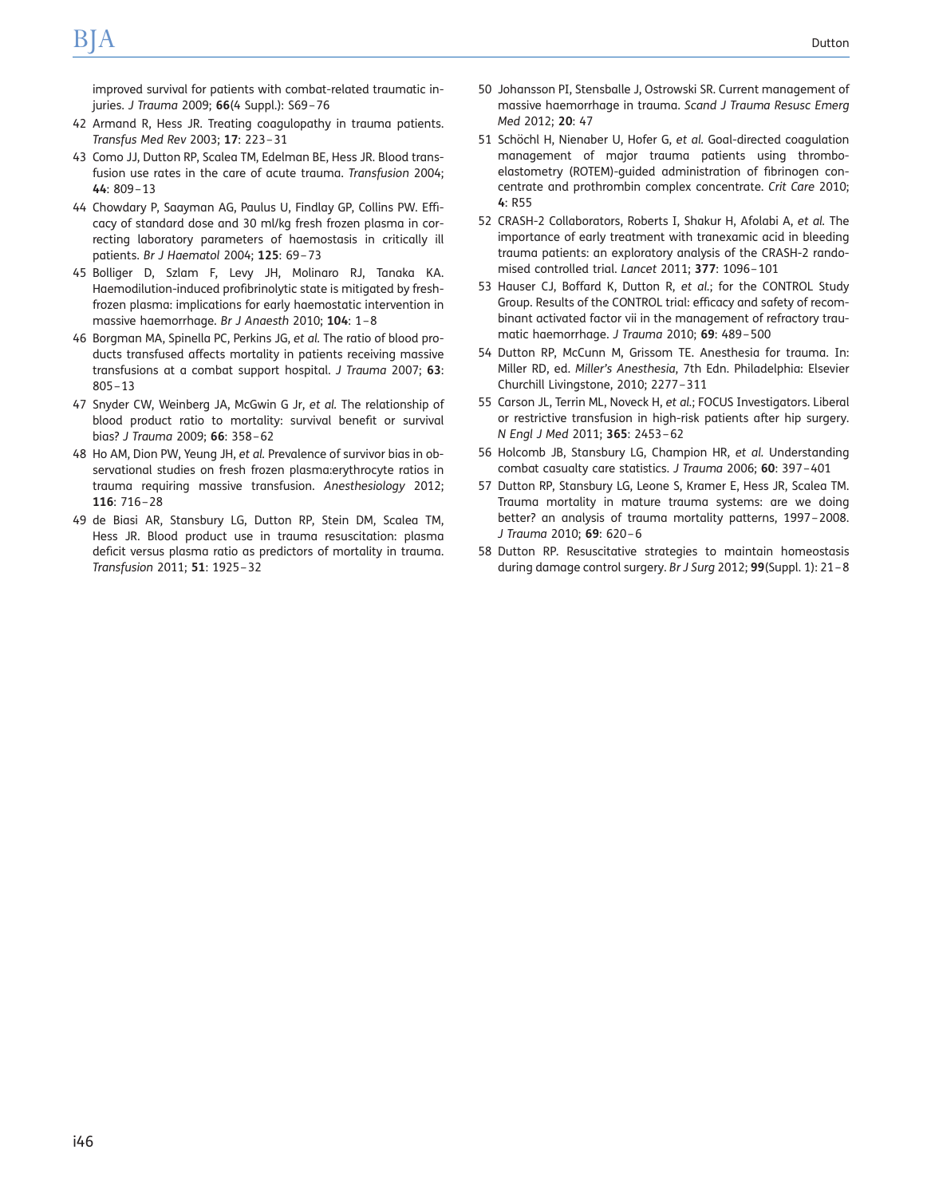improved survival for patients with combat-related traumatic injuries. *J Trauma* 2009; **66**(4 Suppl.): S69–76

42 Armand R, Hess JR. Treating coagulopathy in trauma patients. *Transfus Med Rev* 2003; **17**: 223–31

43 Como JJ, Dutton RP, Scalea TM, Edelman BE, Hess JR. Blood transfusion use rates in the care of acute trauma. *Transfusion* 2004; **44**: 809–13

44 Chowdary P, Saayman AG, Paulus U, Findlay GP, Collins PW. Efficacy of standard dose and 30 ml/kg fresh frozen plasma in correcting laboratory parameters of haemostasis in critically ill patients. *Br J Haematol* 2004; **125**: 69–73

45 Bolliger D, Szlam F, Levy JH, Molinaro RJ, Tanaka KA. Haemodilution-induced profibrinolytic state is mitigated by fresh-frozen plasma: implications for early haemostatic intervention in massive haemorrhage. *Br J Anaesth* 2010; **104**: 1–8

46 Borgman MA, Spinella PC, Perkins JG, *et al.* The ratio of blood products transfused affects mortality in patients receiving massive transfusions at a combat support hospital. *J Trauma* 2007; **63**: 805–13

47 Snyder CW, Weinberg JA, McGwin G Jr, *et al.* The relationship of blood product ratio to mortality: survival benefit or survival bias? *J Trauma* 2009; **66**: 358–62

48 Ho AM, Dion PW, Yeung JH, *et al.* Prevalence of survivor bias in observational studies on fresh frozen plasma:erythrocyte ratios in trauma requiring massive transfusion. *Anesthesiology* 2012; **116**: 716–28

49 de Biasi AR, Stansbury LG, Dutton RP, Stein DM, Scalea TM, Hess JR. Blood product use in trauma resuscitation: plasma deficit versus plasma ratio as predictors of mortality in trauma. *Transfusion* 2011; **51**: 1925–32

50 Johansson PI, Stensballe J, Ostrowski SR. Current management of massive haemorrhage in trauma. *Scand J Trauma Resusc Emerg Med* 2012; **20**: 47

51 Schöchl H, Nienaber U, Hofer G, *et al.* Goal-directed coagulation management of major trauma patients using thromboelastometry (ROTEM)-guided administration of fibrinogen concentrate and prothrombin complex concentrate. *Crit Care* 2010; **4**: R55

52 CRASH-2 Collaborators, Roberts I, Shakur H, Afolabi A, *et al.* The importance of early treatment with tranexamic acid in bleeding trauma patients: an exploratory analysis of the CRASH-2 randomised controlled trial. *Lancet* 2011; **377**: 1096–101

53 Hauser CJ, Boffard K, Dutton R, *et al.*; for the CONTROL Study Group. Results of the CONTROL trial: efficacy and safety of recombinant activated factor vii in the management of refractory traumatic haemorrhage. *J Trauma* 2010; **69**: 489–500

54 Dutton RP, McCunn M, Grissom TE. Anesthesia for trauma. In: Miller RD, ed. *Miller's Anesthesia*, 7th Edn. Philadelphia: Elsevier Churchill Livingstone, 2010; 2277–311

55 Carson JL, Terrin ML, Noveck H, *et al.*; FOCUS Investigators. Liberal or restrictive transfusion in high-risk patients after hip surgery. *N Engl J Med* 2011; **365**: 2453–62

56 Holcomb JB, Stansbury LG, Champion HR, *et al.* Understanding combat casualty care statistics. *J Trauma* 2006; **60**: 397–401

57 Dutton RP, Stansbury LG, Leone S, Kramer E, Hess JR, Scalea TM. Trauma mortality in mature trauma systems: are we doing better? an analysis of trauma mortality patterns, 1997–2008. *J Trauma* 2010; **69**: 620–6

58 Dutton RP. Resuscitative strategies to maintain homeostasis during damage control surgery. *Br J Surg* 2012; **99**(Suppl. 1): 21–8